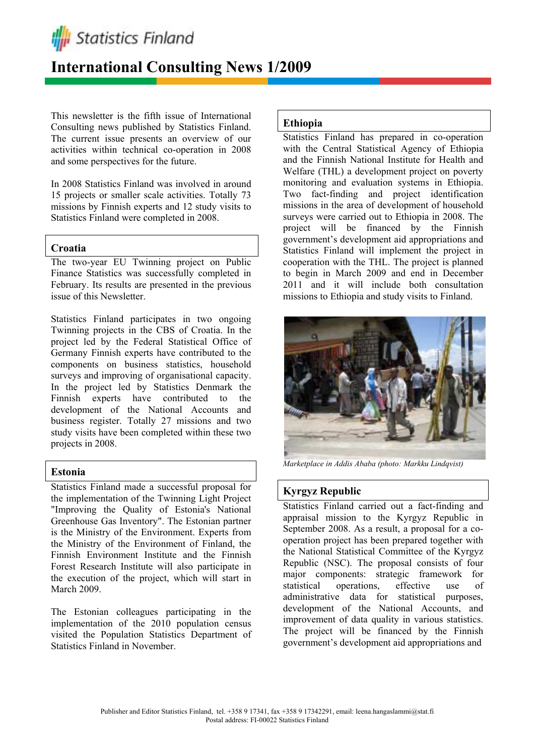# International Consulting News 1/2009

This newsletter is the fifth issue of International Consulting news published by Statistics Finland. The current issue presents an overview of our activities within technical co-operation in 2008 and some perspectives for the future.

In 2008 Statistics Finland was involved in around 15 projects or smaller scale activities. Totally 73 missions by Finnish experts and 12 study visits to Statistics Finland were completed in 2008.

## Croatia

The two-year EU Twinning project on Public Finance Statistics was successfully completed in February. Its results are presented in the previous issue of this Newsletter.

Statistics Finland participates in two ongoing Twinning projects in the CBS of Croatia. In the project led by the Federal Statistical Office of Germany Finnish experts have contributed to the components on business statistics, household surveys and improving of organisational capacity. In the project led by Statistics Denmark the Finnish experts have contributed to the development of the National Accounts and business register. Totally 27 missions and two study visits have been completed within these two projects in 2008.

## Estonia

Statistics Finland made a successful proposal for the implementation of the Twinning Light Project "Improving the Quality of Estonia's National Greenhouse Gas Inventory". The Estonian partner is the Ministry of the Environment. Experts from the Ministry of the Environment of Finland, the Finnish Environment Institute and the Finnish Forest Research Institute will also participate in the execution of the project, which will start in March 2009.

The Estonian colleagues participating in the implementation of the 2010 population census visited the Population Statistics Department of Statistics Finland in November.

## Ethiopia

Statistics Finland has prepared in co-operation with the Central Statistical Agency of Ethiopia and the Finnish National Institute for Health and Welfare (THL) a development project on poverty monitoring and evaluation systems in Ethiopia. Two fact-finding and project identification missions in the area of development of household surveys were carried out to Ethiopia in 2008. The project will be financed by the Finnish government's development aid appropriations and Statistics Finland will implement the project in cooperation with the THL. The project is planned to begin in March 2009 and end in December 2011 and it will include both consultation missions to Ethiopia and study visits to Finland.

*Marketplace in Addis Ababa (photo: Markku Lindqvist)*

## Kyrgyz Republic

Statistics Finland carried out a fact-finding and appraisal mission to the Kyrgyz Republic in September 2008. As a result, a proposal for a co-operation project has been prepared together with the National Statistical Committee of the Kyrgyz Republic (NSC). The proposal consists of four major components: strategic framework for statistical operations, effective use of administrative data for statistical purposes, development of the National Accounts, and improvement of data quality in various statistics. The project will be financed by the Finnish government's development aid appropriations and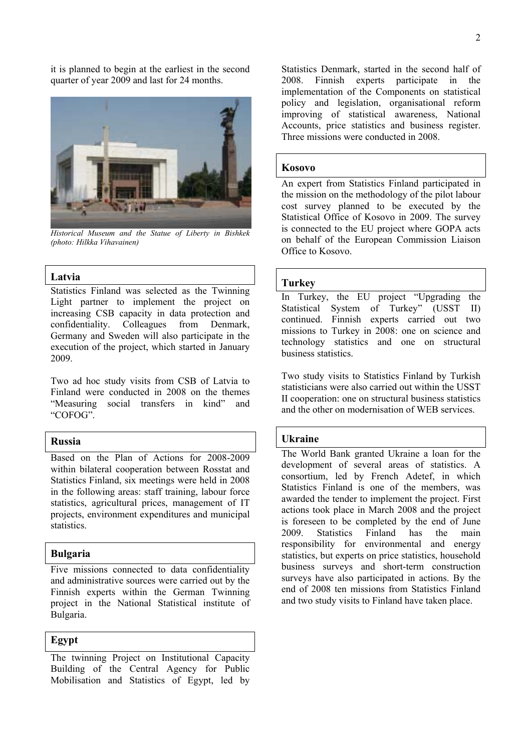it is planned to begin at the earliest in the second quarter of year 2009 and last for 24 months.

*Historical Museum and the Statue of Liberty in Bishkek (photo: Hilkka Vihavainen)*

## Latvia

Statistics Finland was selected as the Twinning Light partner to implement the project on increasing CSB capacity in data protection and confidentiality. Colleagues from Denmark, Germany and Sweden will also participate in the execution of the project, which started in January 2009.

Two ad hoc study visits from CSB of Latvia to Finland were conducted in 2008 on the themes "Measuring social transfers in kind" and "COFOG".

## Russia

Based on the Plan of Actions for 2008-2009 within bilateral cooperation between Rosstat and Statistics Finland, six meetings were held in 2008 in the following areas: staff training, labour force statistics, agricultural prices, management of IT projects, environment expenditures and municipal statistics.

## Bulgaria

Five missions connected to data confidentiality and administrative sources were carried out by the Finnish experts within the German Twinning project in the National Statistical institute of Bulgaria.

## Egypt

The twinning Project on Institutional Capacity Building of the Central Agency for Public Mobilisation and Statistics of Egypt, led by Statistics Denmark, started in the second half of 2008. Finnish experts participate in the implementation of the Components on statistical policy and legislation, organisational reform improving of statistical awareness, National Accounts, price statistics and business register. Three missions were conducted in 2008.

## Kosovo

An expert from Statistics Finland participated in the mission on the methodology of the pilot labour cost survey planned to be executed by the Statistical Office of Kosovo in 2009. The survey is connected to the EU project where GOPA acts on behalf of the European Commission Liaison Office to Kosovo.

## Turkey

In Turkey, the EU project "Upgrading the Statistical System of Turkey" (USST II) continued. Finnish experts carried out two missions to Turkey in 2008: one on science and technology statistics and one on structural business statistics.

Two study visits to Statistics Finland by Turkish statisticians were also carried out within the USST II cooperation: one on structural business statistics and the other on modernisation of WEB services.

## Ukraine

The World Bank granted Ukraine a loan for the development of several areas of statistics. A consortium, led by French Adetef, in which Statistics Finland is one of the members, was awarded the tender to implement the project. First actions took place in March 2008 and the project is foreseen to be completed by the end of June 2009. Statistics Finland has the main responsibility for environmental and energy statistics, but experts on price statistics, household business surveys and short-term construction surveys have also participated in actions. By the end of 2008 ten missions from Statistics Finland and two study visits to Finland have taken place.